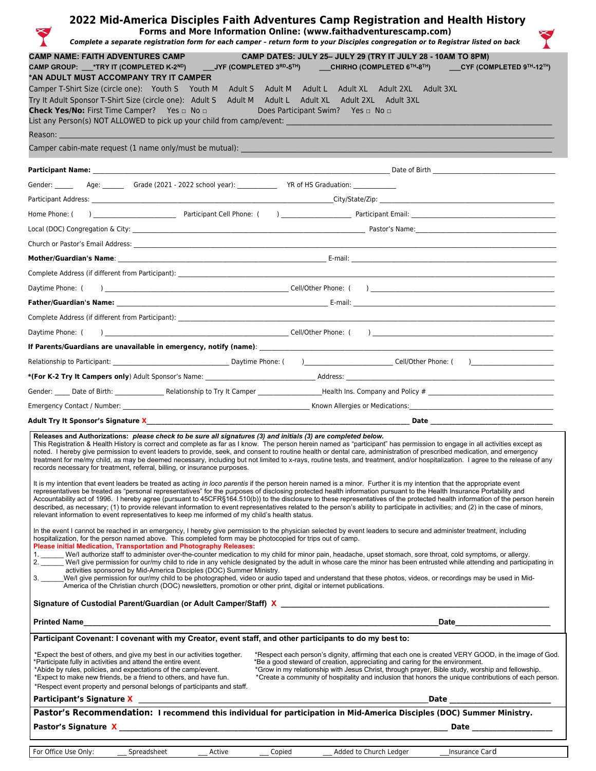# 2022 Mid-America Disciples Faith Adventures Camp Registration and Health History

**Forms and More Information Online: (www.faithadventurescamp.com)**

***Complete a separate registration form for each camper – return form to your Disciples congregation or to Registrar listed on back***

**CAMP NAME: FAITH ADVENTURES CAMP** **CAMP DATES: JULY 25– JULY 29 (TRY IT JULY 28 - 10AM TO 8PM)**

**CAMP GROUP:** ___*TRY IT (COMPLETED K-2ND) ___JYF (COMPLETED 3RD-5TH) ___CHIRHO (COMPLETED 6TH-8TH) ___CYF (COMPLETED 9TH-12TH)

***AN ADULT MUST ACCOMPANY TRY IT CAMPER**

Camper T-Shirt Size (circle one): Youth S Youth M Adult S Adult M Adult L Adult XL Adult 2XL Adult 3XL

Try It Adult Sponsor T-Shirt Size (circle one): Adult S Adult M Adult L Adult XL Adult 2XL Adult 3XL

**Check Yes/No:** First Time Camper? Yes □ No □ Does Participant Swim? Yes □ No □

List any Person(s) NOT ALLOWED to pick up your child from camp/event: ______________________________

Reason: ______________________________

Camper cabin-mate request (1 name only/must be mutual): ______________________________

**Participant Name:** ______________________________ Date of Birth ______________

Gender: _____ Age: ______ Grade (2021 - 2022 school year): ___________ YR of HS Graduation: ____________

Participant Address: ______________________________ City/State/Zip: ______________

Home Phone: ( ) ______________ Participant Cell Phone: ( ) ______________ Participant Email: ______________

Local (DOC) Congregation & City: ______________________________ Pastor's Name: ______________

Church or Pastor's Email Address: ______________________________

**Mother/Guardian's Name**: ______________________________ E-mail: ______________

Complete Address (if different from Participant): ______________________________

Daytime Phone: ( ) ______________ Cell/Other Phone: ( ) ______________

**Father/Guardian's Name:** ______________________________ E-mail: ______________

Complete Address (if different from Participant): ______________________________

Daytime Phone: ( ) ______________ Cell/Other Phone: ( ) ______________

**If Parents/Guardians are unavailable in emergency, notify (name)**: ______________________________

Relationship to Participant: ______________ Daytime Phone: ( ) ______________ Cell/Other Phone: ( ) ______________

***(For K-2 Try It Campers only)** Adult Sponsor's Name: ______________ Address: ______________

Gender: _____ Date of Birth: ______________ Relationship to Try It Camper ______________ Health Ins. Company and Policy # ______________

Emergency Contact / Number: ______________________________ Known Allergies or Medications: ______________

**Adult Try It Sponsor's Signature X** ______________________________ **Date** ______________

**Releases and Authorizations:** ***please check to be sure all signatures (3) and initials (3) are completed below.***
This Registration & Health History is correct and complete as far as I know. The person herein named as "participant" has permission to engage in all activities except as noted. I hereby give permission to event leaders to provide, seek, and consent to routine health or dental care, administration of prescribed medication, and emergency treatment for me/my child, as may be deemed necessary, including but not limited to x-rays, routine tests, and treatment, and/or hospitalization. I agree to the release of any records necessary for treatment, referral, billing, or insurance purposes.

It is my intention that event leaders be treated as acting *in loco parentis* if the person herein named is a minor. Further it is my intention that the appropriate event representatives be treated as "personal representatives" for the purposes of disclosing protected health information pursuant to the Health Insurance Portability and Accountability act of 1996. I hereby agree (pursuant to 45CFR§164.510(b)) to the disclosure to these representatives of the protected health information of the person herein described, as necessary; (1) to provide relevant information to event representatives related to the person's ability to participate in activities; and (2) in the case of minors, relevant information to event representatives to keep me informed of my child's health status.

In the event I cannot be reached in an emergency, I hereby give permission to the physician selected by event leaders to secure and administer treatment, including hospitalization, for the person named above. This completed form may be photocopied for trips out of camp.

**Please initial Medication, Transportation and Photography Releases:**

1. ______ We/I authorize staff to administer over-the-counter medication to my child for minor pain, headache, upset stomach, sore throat, cold symptoms, or allergy.
2. ______ We/I give permission for our/my child to ride in any vehicle designated by the adult in whose care the minor has been entrusted while attending and participating in activities sponsored by Mid-America Disciples (DOC) Summer Ministry.
3. ______We/I give permission for our/my child to be photographed, video or audio taped and understand that these photos, videos, or recordings may be used in Mid-America of the Christian church (DOC) newsletters, promotion or other print, digital or internet publications.

**Signature of Custodial Parent/Guardian (or Adult Camper/Staff) X** ______________________________

**Printed Name** ______________________________ **Date** ______________

**Participant Covenant: I covenant with my Creator, event staff, and other participants to do my best to:**

*Expect the best of others, and give my best in our activities together.
*Participate fully in activities and attend the entire event.
*Abide by rules, policies, and expectations of the camp/event.
*Expect to make new friends, be a friend to others, and have fun.
*Respect event property and personal belongs of participants and staff.
*Respect each person's dignity, affirming that each one is created VERY GOOD, in the image of God.
*Be a good steward of creation, appreciating and caring for the environment.
*Grow in my relationship with Jesus Christ, through prayer, Bible study, worship and fellowship.
*Create a community of hospitality and inclusion that honors the unique contributions of each person.

**Participant's Signature X** ______________________________ **Date** ______________

**Pastor's Recommendation: I recommend this individual for participation in Mid-America Disciples (DOC) Summer Ministry.**

**Pastor's Signature X** ______________________________ **Date** ______________

For Office Use Only: ___ Spreadsheet ___ Active ___ Copied ___ Added to Church Ledger ___Insurance Card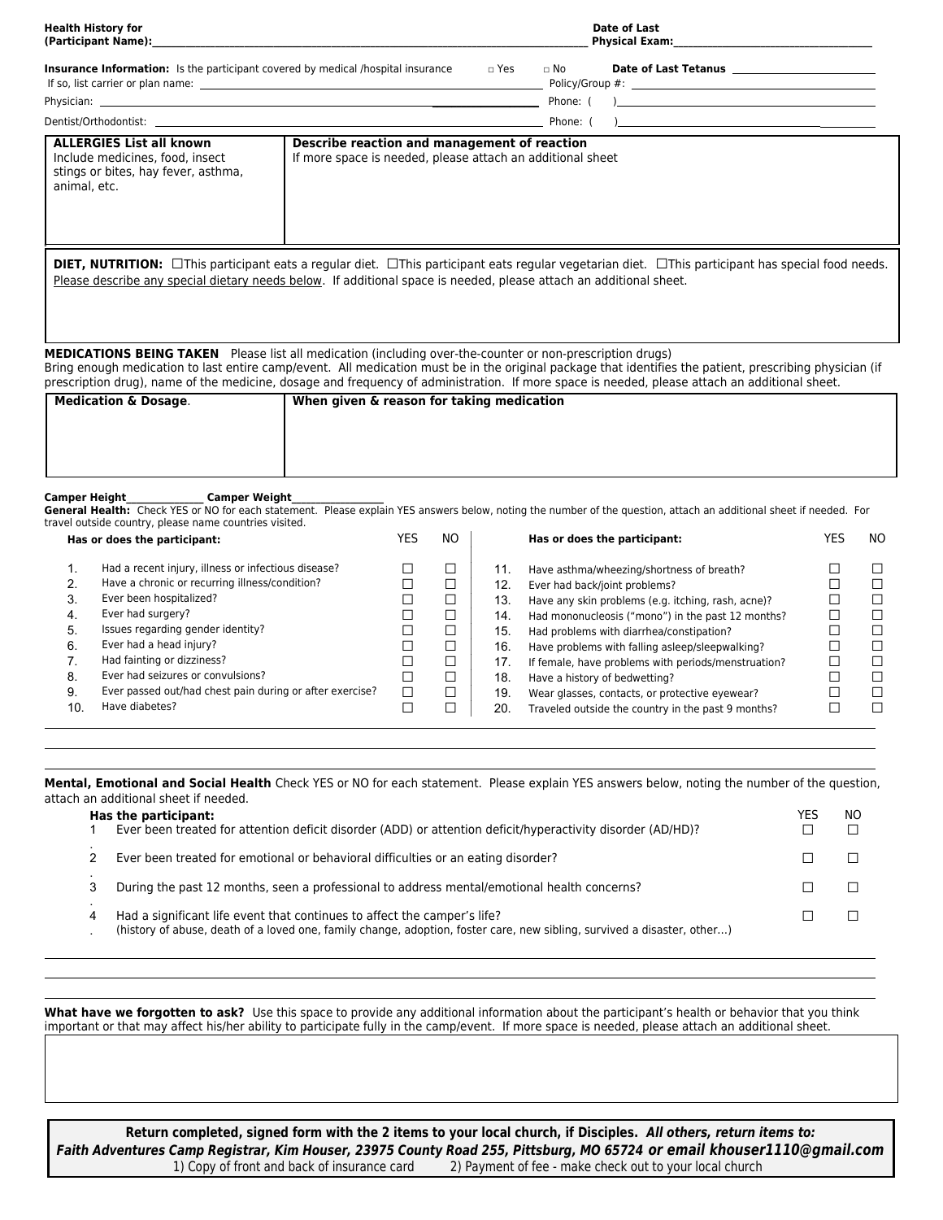**Health History for (Participant Name):**\_\_\_\_\_\_\_\_\_\_\_\_\_\_\_\_\_\_\_\_\_\_\_\_\_\_\_\_\_\_\_\_\_\_\_\_\_\_\_\_ **Date of Last Physical Exam:**\_\_\_\_\_\_\_\_\_\_\_\_\_\_\_\_\_\_\_\_

**Insurance Information:** Is the participant covered by medical /hospital insurance □ Yes □ No **Date of Last Tetanus** \_\_\_\_\_\_\_\_\_\_\_\_\_\_\_\_

If so, list carrier or plan name: \_\_\_\_\_\_\_\_\_\_\_\_\_\_\_\_\_\_\_\_\_\_\_\_\_\_\_\_\_\_ Policy/Group #: \_\_\_\_\_\_\_\_\_\_\_\_\_\_\_\_\_\_\_\_

Physician: \_\_\_\_\_\_\_\_\_\_\_\_\_\_\_\_\_\_\_\_\_\_\_\_\_\_\_\_\_\_ Phone: ( )\_\_\_\_\_\_\_\_\_\_\_\_\_\_\_\_\_\_\_\_

Dentist/Orthodontist: \_\_\_\_\_\_\_\_\_\_\_\_\_\_\_\_\_\_\_\_\_\_\_\_\_\_\_\_\_\_ Phone: ( )\_\_\_\_\_\_\_\_\_\_\_\_\_\_\_\_\_\_\_\_

| **ALLERGIES List all known** Include medicines, food, insect stings or bites, hay fever, asthma, animal, etc. | **Describe reaction and management of reaction** If more space is needed, please attach an additional sheet |
|---|---|
| | |

**DIET, NUTRITION:** ☐This participant eats a regular diet. ☐This participant eats regular vegetarian diet. ☐This participant has special food needs. Please describe any special dietary needs below. If additional space is needed, please attach an additional sheet.

**MEDICATIONS BEING TAKEN** Please list all medication (including over-the-counter or non-prescription drugs)
Bring enough medication to last entire camp/event. All medication must be in the original package that identifies the patient, prescribing physician (if prescription drug), name of the medicine, dosage and frequency of administration. If more space is needed, please attach an additional sheet.

| **Medication & Dosage**. | **When given & reason for taking medication** |
|---|---|
| | |

**Camper Height**\_\_\_\_\_\_\_\_\_\_ **Camper Weight**\_\_\_\_\_\_\_\_\_\_

**General Health:** Check YES or NO for each statement. Please explain YES answers below, noting the number of the question, attach an additional sheet if needed. For travel outside country, please name countries visited.

| | Has or does the participant: | YES | NO | | Has or does the participant: | YES | NO |
|---|---|---|---|---|---|---|---|
| 1. | Had a recent injury, illness or infectious disease? | ☐ | ☐ | 11. | Have asthma/wheezing/shortness of breath? | ☐ | ☐ |
| 2. | Have a chronic or recurring illness/condition? | ☐ | ☐ | 12. | Ever had back/joint problems? | ☐ | ☐ |
| 3. | Ever been hospitalized? | ☐ | ☐ | 13. | Have any skin problems (e.g. itching, rash, acne)? | ☐ | ☐ |
| 4. | Ever had surgery? | ☐ | ☐ | 14. | Had mononucleosis ("mono") in the past 12 months? | ☐ | ☐ |
| 5. | Issues regarding gender identity? | ☐ | ☐ | 15. | Had problems with diarrhea/constipation? | ☐ | ☐ |
| 6. | Ever had a head injury? | ☐ | ☐ | 16. | Have problems with falling asleep/sleepwalking? | ☐ | ☐ |
| 7. | Had fainting or dizziness? | ☐ | ☐ | 17. | If female, have problems with periods/menstruation? | ☐ | ☐ |
| 8. | Ever had seizures or convulsions? | ☐ | ☐ | 18. | Have a history of bedwetting? | ☐ | ☐ |
| 9. | Ever passed out/had chest pain during or after exercise? | ☐ | ☐ | 19. | Wear glasses, contacts, or protective eyewear? | ☐ | ☐ |
| 10. | Have diabetes? | ☐ | ☐ | 20. | Traveled outside the country in the past 9 months? | ☐ | ☐ |

**Mental, Emotional and Social Health** Check YES or NO for each statement. Please explain YES answers below, noting the number of the question, attach an additional sheet if needed.

| | Has the participant: | YES | NO |
|---|---|---|---|
| 1. | Ever been treated for attention deficit disorder (ADD) or attention deficit/hyperactivity disorder (AD/HD)? | ☐ | ☐ |
| 2. | Ever been treated for emotional or behavioral difficulties or an eating disorder? | ☐ | ☐ |
| 3. | During the past 12 months, seen a professional to address mental/emotional health concerns? | ☐ | ☐ |
| 4. | Had a significant life event that continues to affect the camper's life? (history of abuse, death of a loved one, family change, adoption, foster care, new sibling, survived a disaster, other…) | ☐ | ☐ |

**What have we forgotten to ask?** Use this space to provide any additional information about the participant's health or behavior that you think important or that may affect his/her ability to participate fully in the camp/event. If more space is needed, please attach an additional sheet.

**Return completed, signed form with the 2 items to your local church, if Disciples.** ***All others, return items to:***
***Faith Adventures Camp Registrar, Kim Houser, 23975 County Road 255, Pittsburg, MO 65724 or email khouser1110@gmail.com***
1) Copy of front and back of insurance card 2) Payment of fee - make check out to your local church